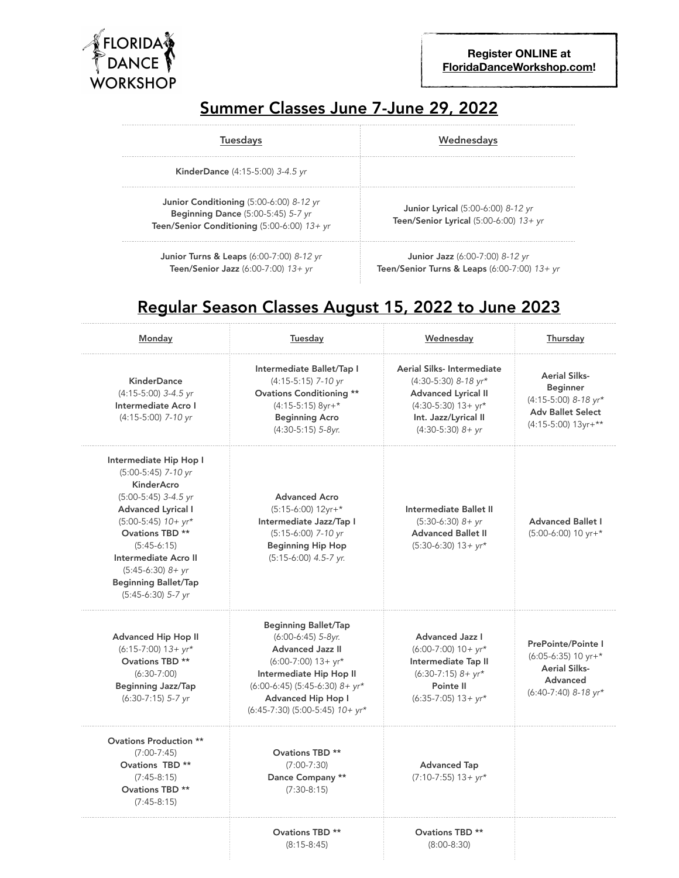FLORIDA DANCE WORKSHOP

**Register ONLINE at FloridaDanceWorkshop.com!**

## Summer Classes June 7-June 29, 2022

| Tuesdays | Wednesdays |
|---|---|
| **KinderDance** (4:15-5:00) *3-4.5 yr* | |
| **Junior Conditioning** (5:00-6:00) *8-12 yr*<br>**Beginning Dance** (5:00-5:45) *5-7 yr*<br>**Teen/Senior Conditioning** (5:00-6:00) *13+ yr* | **Junior Lyrical** (5:00-6:00) *8-12 yr*<br>**Teen/Senior Lyrical** (5:00-6:00) *13+ yr* |
| **Junior Turns & Leaps** (6:00-7:00) *8-12 yr*<br>**Teen/Senior Jazz** (6:00-7:00) *13+ yr* | **Junior Jazz** (6:00-7:00) *8-12 yr*<br>**Teen/Senior Turns & Leaps** (6:00-7:00) *13+ yr* |

## Regular Season Classes August 15, 2022 to June 2023

| Monday | Tuesday | Wednesday | Thursday |
|---|---|---|---|
| **KinderDance**<br>(4:15-5:00) *3-4.5 yr*<br>**Intermediate Acro I**<br>(4:15-5:00) *7-10 yr* | **Intermediate Ballet/Tap I**<br>(4:15-5:15) *7-10 yr*<br>**Ovations Conditioning** **<br>(4:15-5:15) 8yr+*<br>**Beginning Acro**<br>(4:30-5:15) *5-8yr.* | **Aerial Silks- Intermediate**<br>(4:30-5:30) *8-18 yr**<br>**Advanced Lyrical II**<br>(4:30-5:30) 13+ yr*<br>**Int. Jazz/Lyrical II**<br>(4:30-5:30) *8+ yr* | **Aerial Silks- Beginner**<br>(4:15-5:00) *8-18 yr**<br>**Adv Ballet Select**<br>(4:15-5:00) 13yr+** |
| **Intermediate Hip Hop I**<br>(5:00-5:45) *7-10 yr*<br>**KinderAcro**<br>(5:00-5:45) *3-4.5 yr*<br>**Advanced Lyrical I**<br>(5:00-5:45) *10+ yr**<br>**Ovations TBD** **<br>(5:45-6:15)<br>**Intermediate Acro II**<br>(5:45-6:30) *8+ yr*<br>**Beginning Ballet/Tap**<br>(5:45-6:30) *5-7 yr* | **Advanced Acro**<br>(5:15-6:00) 12yr+*<br>**Intermediate Jazz/Tap I**<br>(5:15-6:00) *7-10 yr*<br>**Beginning Hip Hop**<br>(5:15-6:00) *4.5-7 yr.* | **Intermediate Ballet II**<br>(5:30-6:30) *8+ yr*<br>**Advanced Ballet II**<br>(5:30-6:30) *13+ yr** | **Advanced Ballet I**<br>(5:00-6:00) 10 yr+* |
| **Advanced Hip Hop II**<br>(6:15-7:00) *13+ yr**<br>**Ovations TBD** **<br>(6:30-7:00)<br>**Beginning Jazz/Tap**<br>(6:30-7:15) *5-7 yr* | **Beginning Ballet/Tap**<br>(6:00-6:45) *5-8yr.*<br>**Advanced Jazz II**<br>(6:00-7:00) 13+ yr*<br>**Intermediate Hip Hop II**<br>(6:00-6:45) (5:45-6:30) *8+ yr**<br>**Advanced Hip Hop I**<br>(6:45-7:30) (5:00-5:45) *10+ yr** | **Advanced Jazz I**<br>(6:00-7:00) *10+ yr**<br>**Intermediate Tap II**<br>(6:30-7:15) *8+ yr**<br>**Pointe II**<br>(6:35-7:05) *13+ yr** | **PrePointe/Pointe I**<br>(6:05-6:35) 10 yr+*<br>**Aerial Silks- Advanced**<br>(6:40-7:40) *8-18 yr** |
| **Ovations Production** **<br>(7:00-7:45)<br>**Ovations TBD** **<br>(7:45-8:15)<br>**Ovations TBD** **<br>(7:45-8:15) | **Ovations TBD** **<br>(7:00-7:30)<br>**Dance Company** **<br>(7:30-8:15) | **Advanced Tap**<br>(7:10-7:55) *13+ yr** | |
| | **Ovations TBD** **<br>(8:15-8:45) | **Ovations TBD** **<br>(8:00-8:30) | |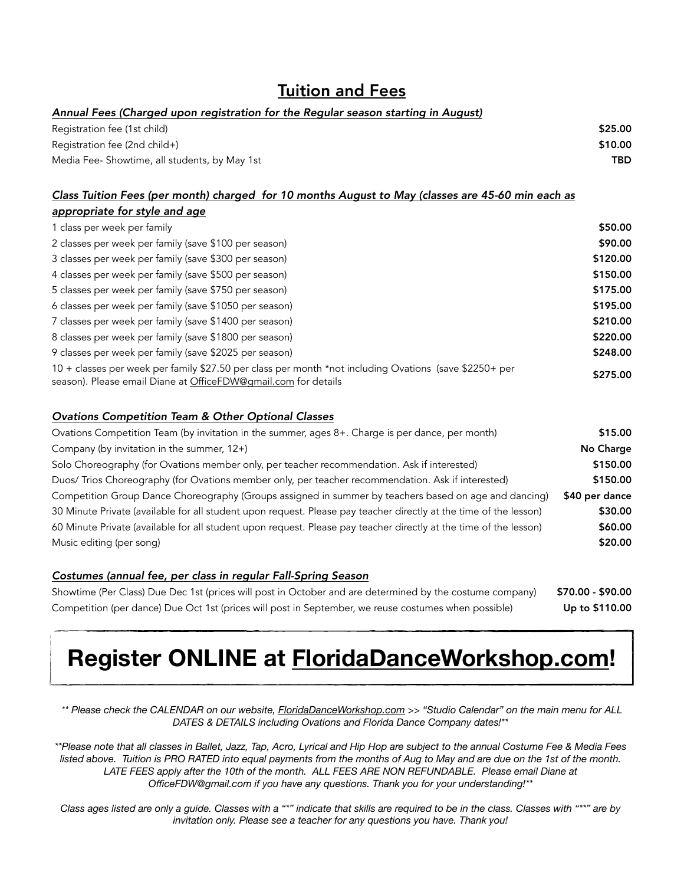## Tuition and Fees

***Annual Fees (Charged upon registration for the Regular season starting in August)***

| | |
|---|---|
| Registration fee (1st child) | **$25.00** |
| Registration fee (2nd child+) | **$10.00** |
| Media Fee- Showtime, all students, by May 1st | **TBD** |

***Class Tuition Fees (per month) charged for 10 months August to May (classes are 45-60 min each as appropriate for style and age***

| | |
|---|---|
| 1 class per week per family | **$50.00** |
| 2 classes per week per family (save $100 per season) | **$90.00** |
| 3 classes per week per family (save $300 per season) | **$120.00** |
| 4 classes per week per family (save $500 per season) | **$150.00** |
| 5 classes per week per family (save $750 per season) | **$175.00** |
| 6 classes per week per family (save $1050 per season) | **$195.00** |
| 7 classes per week per family (save $1400 per season) | **$210.00** |
| 8 classes per week per family (save $1800 per season) | **$220.00** |
| 9 classes per week per family (save $2025 per season) | **$248.00** |
| 10 + classes per week per family $27.50 per class per month *not including Ovations (save $2250+ per season). Please email Diane at OfficeFDW@gmail.com for details | **$275.00** |

***Ovations Competition Team & Other Optional Classes***

| | |
|---|---|
| Ovations Competition Team (by invitation in the summer, ages 8+. Charge is per dance, per month) | **$15.00** |
| Company (by invitation in the summer, 12+) | **No Charge** |
| Solo Choreography (for Ovations member only, per teacher recommendation. Ask if interested) | **$150.00** |
| Duos/ Trios Choreography (for Ovations member only, per teacher recommendation. Ask if interested) | **$150.00** |
| Competition Group Dance Choreography (Groups assigned in summer by teachers based on age and dancing) | **$40 per dance** |
| 30 Minute Private (available for all student upon request. Please pay teacher directly at the time of the lesson) | **$30.00** |
| 60 Minute Private (available for all student upon request. Please pay teacher directly at the time of the lesson) | **$60.00** |
| Music editing (per song) | **$20.00** |

***Costumes (annual fee, per class in regular Fall-Spring Season***

| | |
|---|---|
| Showtime (Per Class) Due Dec 1st (prices will post in October and are determined by the costume company) | **$70.00 - $90.00** |
| Competition (per dance) Due Oct 1st (prices will post in September, we reuse costumes when possible) | **Up to $110.00** |

# Register ONLINE at FloridaDanceWorkshop.com!

*** Please check the CALENDAR on our website, FloridaDanceWorkshop.com >> "Studio Calendar" on the main menu for ALL DATES & DETAILS including Ovations and Florida Dance Company dates!***

***Please note that all classes in Ballet, Jazz, Tap, Acro, Lyrical and Hip Hop are subject to the annual Costume Fee & Media Fees listed above. Tuition is PRO RATED into equal payments from the months of Aug to May and are due on the 1st of the month. LATE FEES apply after the 10th of the month. ALL FEES ARE NON REFUNDABLE. Please email Diane at OfficeFDW@gmail.com if you have any questions. Thank you for your understanding!***

*Class ages listed are only a guide. Classes with a "*" indicate that skills are required to be in the class. Classes with "**" are by invitation only. Please see a teacher for any questions you have. Thank you!*